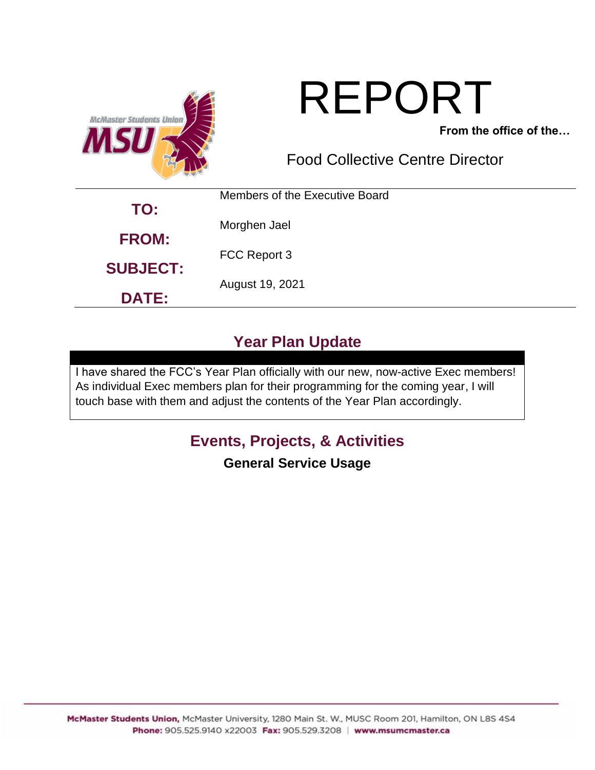# REPORT

**From the office of the…**

Food Collective Centre Director

| | |
|---|---|
| **TO:** | Members of the Executive Board |
| **FROM:** | Morghen Jael |
| **SUBJECT:** | FCC Report 3 |
| **DATE:** | August 19, 2021 |

## Year Plan Update

I have shared the FCC's Year Plan officially with our new, now-active Exec members! As individual Exec members plan for their programming for the coming year, I will touch base with them and adjust the contents of the Year Plan accordingly.

## Events, Projects, & Activities

### General Service Usage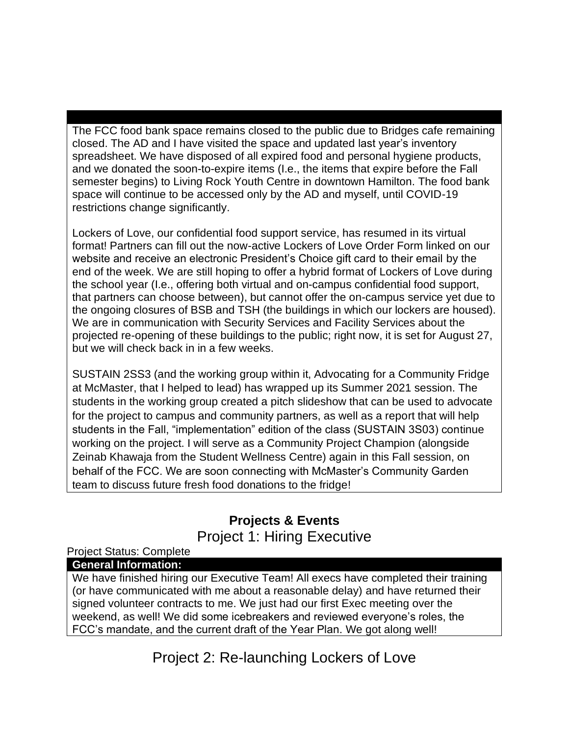The FCC food bank space remains closed to the public due to Bridges cafe remaining closed. The AD and I have visited the space and updated last year's inventory spreadsheet. We have disposed of all expired food and personal hygiene products, and we donated the soon-to-expire items (I.e., the items that expire before the Fall semester begins) to Living Rock Youth Centre in downtown Hamilton. The food bank space will continue to be accessed only by the AD and myself, until COVID-19 restrictions change significantly.

Lockers of Love, our confidential food support service, has resumed in its virtual format! Partners can fill out the now-active Lockers of Love Order Form linked on our website and receive an electronic President's Choice gift card to their email by the end of the week. We are still hoping to offer a hybrid format of Lockers of Love during the school year (I.e., offering both virtual and on-campus confidential food support, that partners can choose between), but cannot offer the on-campus service yet due to the ongoing closures of BSB and TSH (the buildings in which our lockers are housed). We are in communication with Security Services and Facility Services about the projected re-opening of these buildings to the public; right now, it is set for August 27, but we will check back in in a few weeks.

SUSTAIN 2SS3 (and the working group within it, Advocating for a Community Fridge at McMaster, that I helped to lead) has wrapped up its Summer 2021 session. The students in the working group created a pitch slideshow that can be used to advocate for the project to campus and community partners, as well as a report that will help students in the Fall, "implementation" edition of the class (SUSTAIN 3S03) continue working on the project. I will serve as a Community Project Champion (alongside Zeinab Khawaja from the Student Wellness Centre) again in this Fall session, on behalf of the FCC. We are soon connecting with McMaster's Community Garden team to discuss future fresh food donations to the fridge!

## Projects & Events

### Project 1: Hiring Executive

Project Status: Complete

**General Information:**

We have finished hiring our Executive Team! All execs have completed their training (or have communicated with me about a reasonable delay) and have returned their signed volunteer contracts to me. We just had our first Exec meeting over the weekend, as well! We did some icebreakers and reviewed everyone's roles, the FCC's mandate, and the current draft of the Year Plan. We got along well!

### Project 2: Re-launching Lockers of Love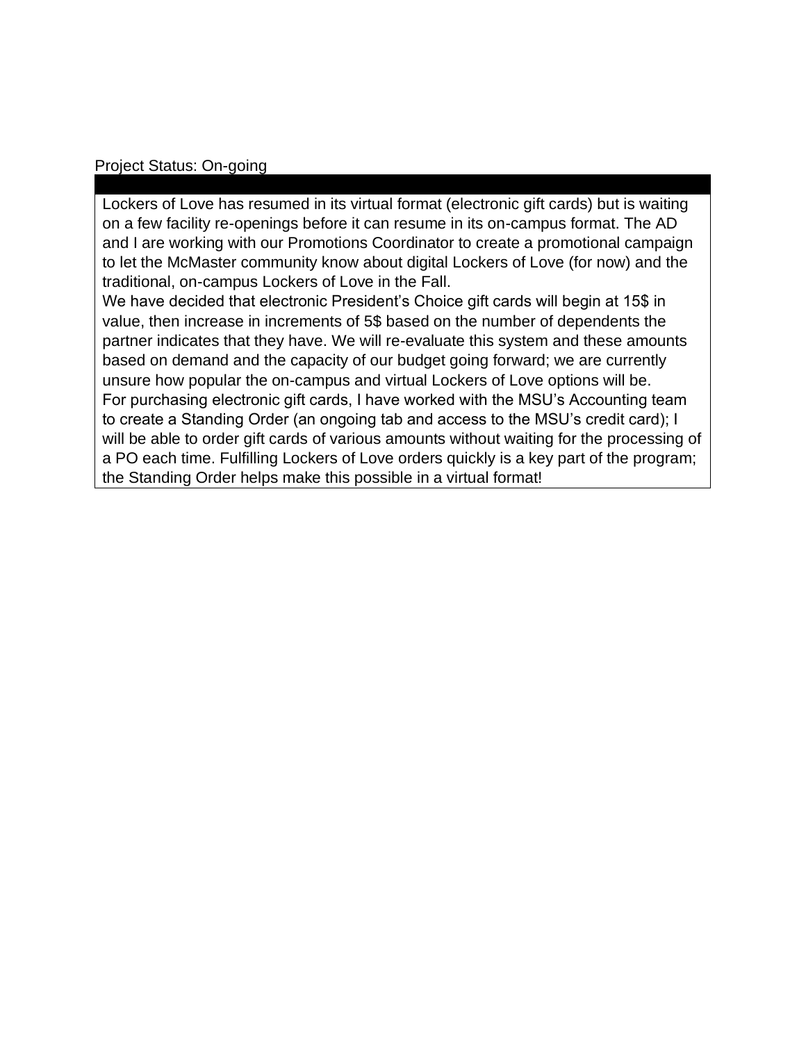Project Status: On-going

Lockers of Love has resumed in its virtual format (electronic gift cards) but is waiting on a few facility re-openings before it can resume in its on-campus format. The AD and I are working with our Promotions Coordinator to create a promotional campaign to let the McMaster community know about digital Lockers of Love (for now) and the traditional, on-campus Lockers of Love in the Fall.

We have decided that electronic President's Choice gift cards will begin at 15$ in value, then increase in increments of 5$ based on the number of dependents the partner indicates that they have. We will re-evaluate this system and these amounts based on demand and the capacity of our budget going forward; we are currently unsure how popular the on-campus and virtual Lockers of Love options will be.

For purchasing electronic gift cards, I have worked with the MSU's Accounting team to create a Standing Order (an ongoing tab and access to the MSU's credit card); I will be able to order gift cards of various amounts without waiting for the processing of a PO each time. Fulfilling Lockers of Love orders quickly is a key part of the program; the Standing Order helps make this possible in a virtual format!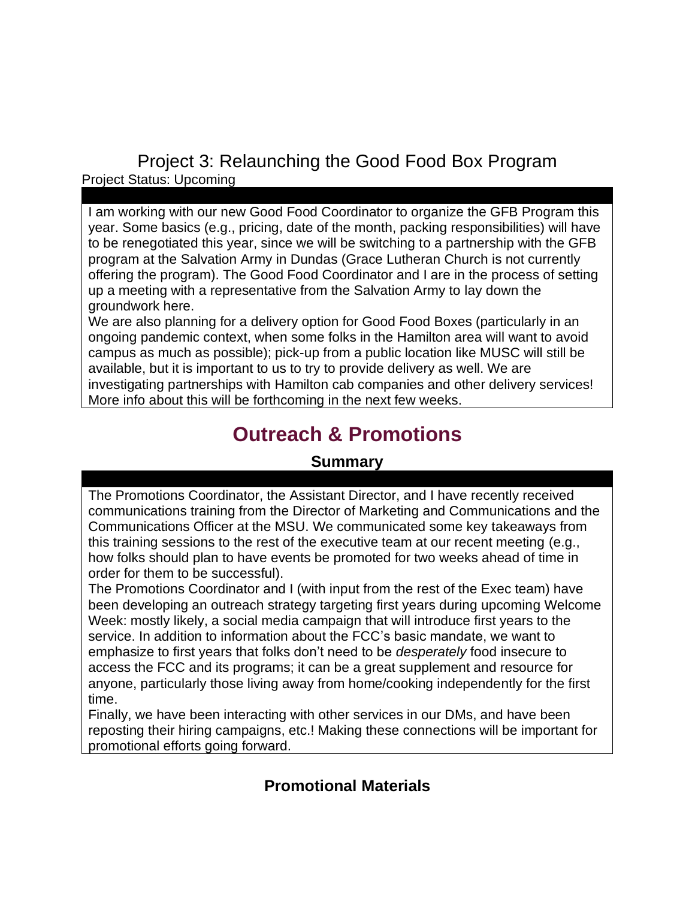## Project 3: Relaunching the Good Food Box Program

Project Status: Upcoming

I am working with our new Good Food Coordinator to organize the GFB Program this year. Some basics (e.g., pricing, date of the month, packing responsibilities) will have to be renegotiated this year, since we will be switching to a partnership with the GFB program at the Salvation Army in Dundas (Grace Lutheran Church is not currently offering the program). The Good Food Coordinator and I are in the process of setting up a meeting with a representative from the Salvation Army to lay down the groundwork here.

We are also planning for a delivery option for Good Food Boxes (particularly in an ongoing pandemic context, when some folks in the Hamilton area will want to avoid campus as much as possible); pick-up from a public location like MUSC will still be available, but it is important to us to try to provide delivery as well. We are investigating partnerships with Hamilton cab companies and other delivery services! More info about this will be forthcoming in the next few weeks.

# Outreach & Promotions

### Summary

The Promotions Coordinator, the Assistant Director, and I have recently received communications training from the Director of Marketing and Communications and the Communications Officer at the MSU. We communicated some key takeaways from this training sessions to the rest of the executive team at our recent meeting (e.g., how folks should plan to have events be promoted for two weeks ahead of time in order for them to be successful).

The Promotions Coordinator and I (with input from the rest of the Exec team) have been developing an outreach strategy targeting first years during upcoming Welcome Week: mostly likely, a social media campaign that will introduce first years to the service. In addition to information about the FCC's basic mandate, we want to emphasize to first years that folks don't need to be *desperately* food insecure to access the FCC and its programs; it can be a great supplement and resource for anyone, particularly those living away from home/cooking independently for the first time.

Finally, we have been interacting with other services in our DMs, and have been reposting their hiring campaigns, etc.! Making these connections will be important for promotional efforts going forward.

### Promotional Materials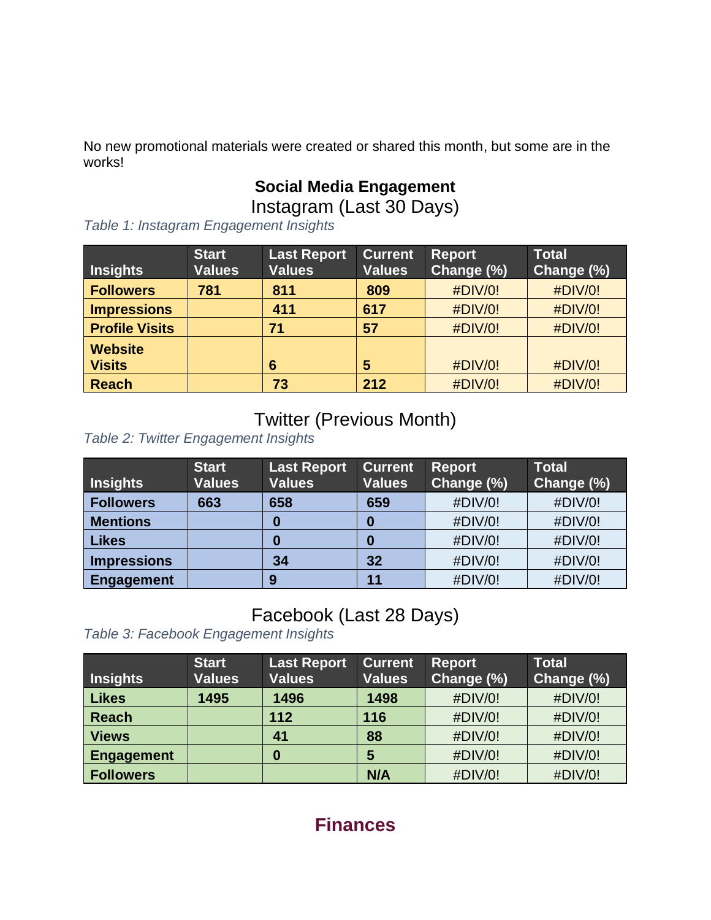No new promotional materials were created or shared this month, but some are in the works!

## Social Media Engagement

### Instagram (Last 30 Days)

*Table 1: Instagram Engagement Insights*

| Insights | Start Values | Last Report Values | Current Values | Report Change (%) | Total Change (%) |
|---|---|---|---|---|---|
| **Followers** | **781** | **811** | **809** | #DIV/0! | #DIV/0! |
| **Impressions** | | **411** | **617** | #DIV/0! | #DIV/0! |
| **Profile Visits** | | **71** | **57** | #DIV/0! | #DIV/0! |
| **Website Visits** | | **6** | **5** | #DIV/0! | #DIV/0! |
| **Reach** | | **73** | **212** | #DIV/0! | #DIV/0! |

### Twitter (Previous Month)

*Table 2: Twitter Engagement Insights*

| Insights | Start Values | Last Report Values | Current Values | Report Change (%) | Total Change (%) |
|---|---|---|---|---|---|
| **Followers** | **663** | **658** | **659** | #DIV/0! | #DIV/0! |
| **Mentions** | | **0** | **0** | #DIV/0! | #DIV/0! |
| **Likes** | | **0** | **0** | #DIV/0! | #DIV/0! |
| **Impressions** | | **34** | **32** | #DIV/0! | #DIV/0! |
| **Engagement** | | **9** | **11** | #DIV/0! | #DIV/0! |

### Facebook (Last 28 Days)

*Table 3: Facebook Engagement Insights*

| Insights | Start Values | Last Report Values | Current Values | Report Change (%) | Total Change (%) |
|---|---|---|---|---|---|
| **Likes** | **1495** | **1496** | **1498** | #DIV/0! | #DIV/0! |
| **Reach** | | **112** | **116** | #DIV/0! | #DIV/0! |
| **Views** | | **41** | **88** | #DIV/0! | #DIV/0! |
| **Engagement** | | **0** | **5** | #DIV/0! | #DIV/0! |
| **Followers** | | | **N/A** | #DIV/0! | #DIV/0! |

## Finances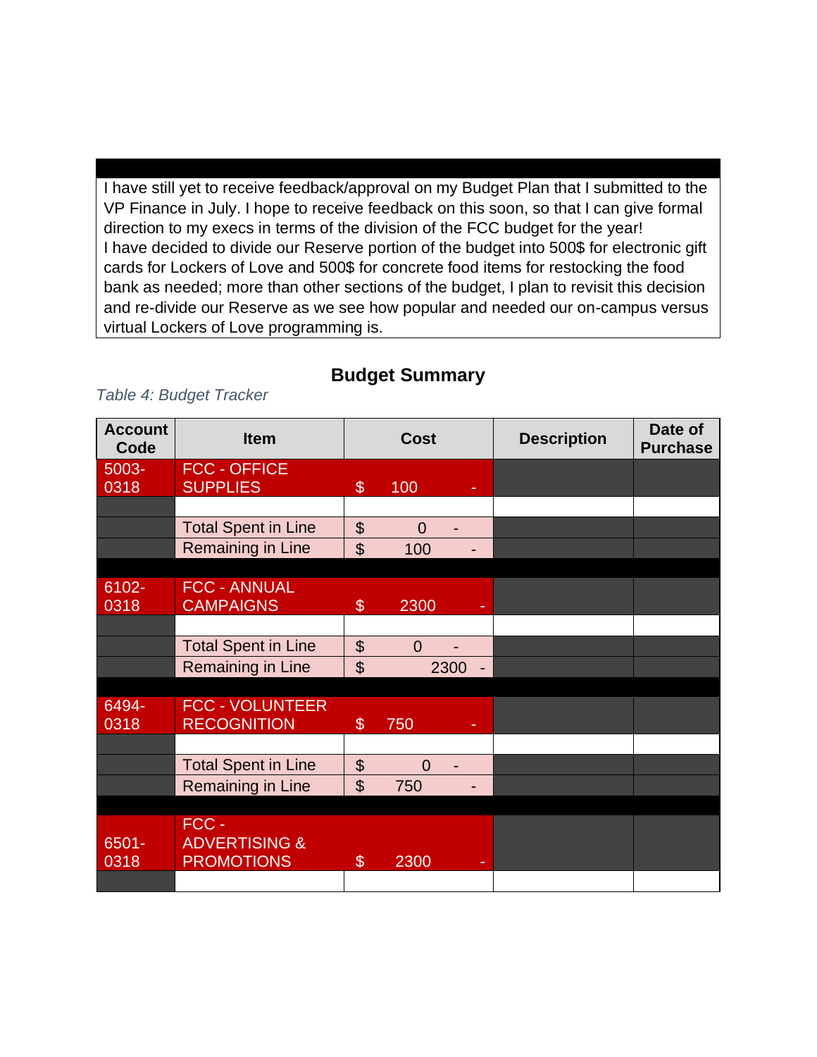I have still yet to receive feedback/approval on my Budget Plan that I submitted to the VP Finance in July. I hope to receive feedback on this soon, so that I can give formal direction to my execs in terms of the division of the FCC budget for the year!
I have decided to divide our Reserve portion of the budget into 500$ for electronic gift cards for Lockers of Love and 500$ for concrete food items for restocking the food bank as needed; more than other sections of the budget, I plan to revisit this decision and re-divide our Reserve as we see how popular and needed our on-campus versus virtual Lockers of Love programming is.

## Budget Summary

*Table 4: Budget Tracker*

| Account Code | Item | Cost | Description | Date of Purchase |
| --- | --- | --- | --- | --- |
| 5003-0318 | FCC - OFFICE SUPPLIES | $ 100 - | | |
| | | | | |
| | Total Spent in Line | $ 0 - | | |
| | Remaining in Line | $ 100 - | | |
| | | | | |
| 6102-0318 | FCC - ANNUAL CAMPAIGNS | $ 2300 - | | |
| | | | | |
| | Total Spent in Line | $ 0 - | | |
| | Remaining in Line | $ 2300 - | | |
| | | | | |
| 6494-0318 | FCC - VOLUNTEER RECOGNITION | $ 750 - | | |
| | | | | |
| | Total Spent in Line | $ 0 - | | |
| | Remaining in Line | $ 750 - | | |
| | | | | |
| 6501-0318 | FCC - ADVERTISING & PROMOTIONS | $ 2300 - | | |
| | | | | |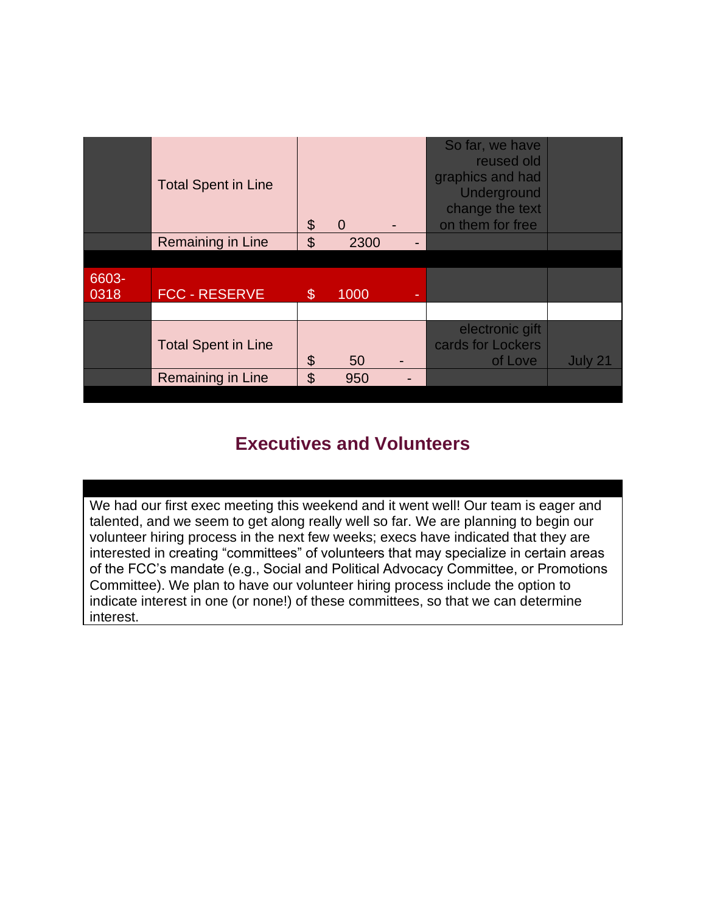| | | | | |
|---|---|---|---|---|
| | Total Spent in Line | $ 0 - | So far, we have reused old graphics and had Underground change the text on them for free | |
| | Remaining in Line | $ 2300 - | | |
| | | | | |
| 6603-0318 | FCC - RESERVE | $ 1000 - | | |
| | | | | |
| | Total Spent in Line | $ 50 - | electronic gift cards for Lockers of Love | July 21 |
| | Remaining in Line | $ 950 - | | |

## Executives and Volunteers

We had our first exec meeting this weekend and it went well! Our team is eager and talented, and we seem to get along really well so far. We are planning to begin our volunteer hiring process in the next few weeks; execs have indicated that they are interested in creating "committees" of volunteers that may specialize in certain areas of the FCC's mandate (e.g., Social and Political Advocacy Committee, or Promotions Committee). We plan to have our volunteer hiring process include the option to indicate interest in one (or none!) of these committees, so that we can determine interest.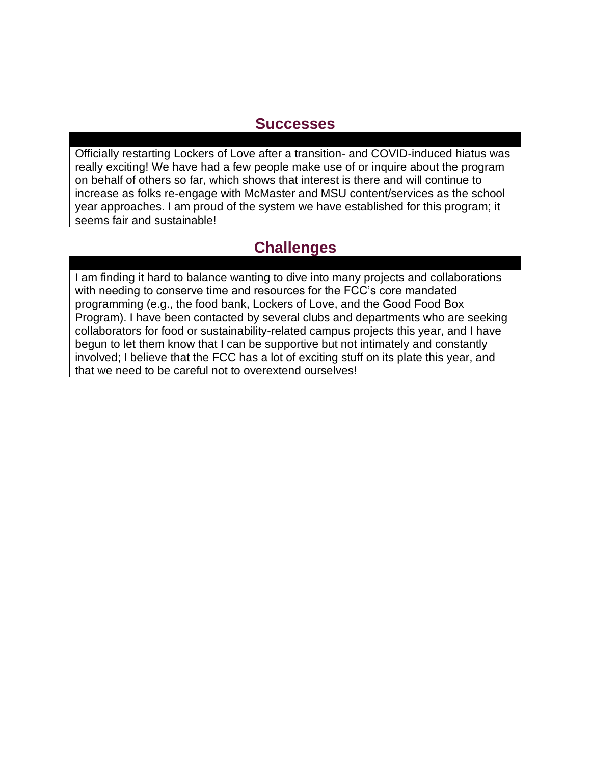## Successes

Officially restarting Lockers of Love after a transition- and COVID-induced hiatus was really exciting! We have had a few people make use of or inquire about the program on behalf of others so far, which shows that interest is there and will continue to increase as folks re-engage with McMaster and MSU content/services as the school year approaches. I am proud of the system we have established for this program; it seems fair and sustainable!

## Challenges

I am finding it hard to balance wanting to dive into many projects and collaborations with needing to conserve time and resources for the FCC's core mandated programming (e.g., the food bank, Lockers of Love, and the Good Food Box Program). I have been contacted by several clubs and departments who are seeking collaborators for food or sustainability-related campus projects this year, and I have begun to let them know that I can be supportive but not intimately and constantly involved; I believe that the FCC has a lot of exciting stuff on its plate this year, and that we need to be careful not to overextend ourselves!